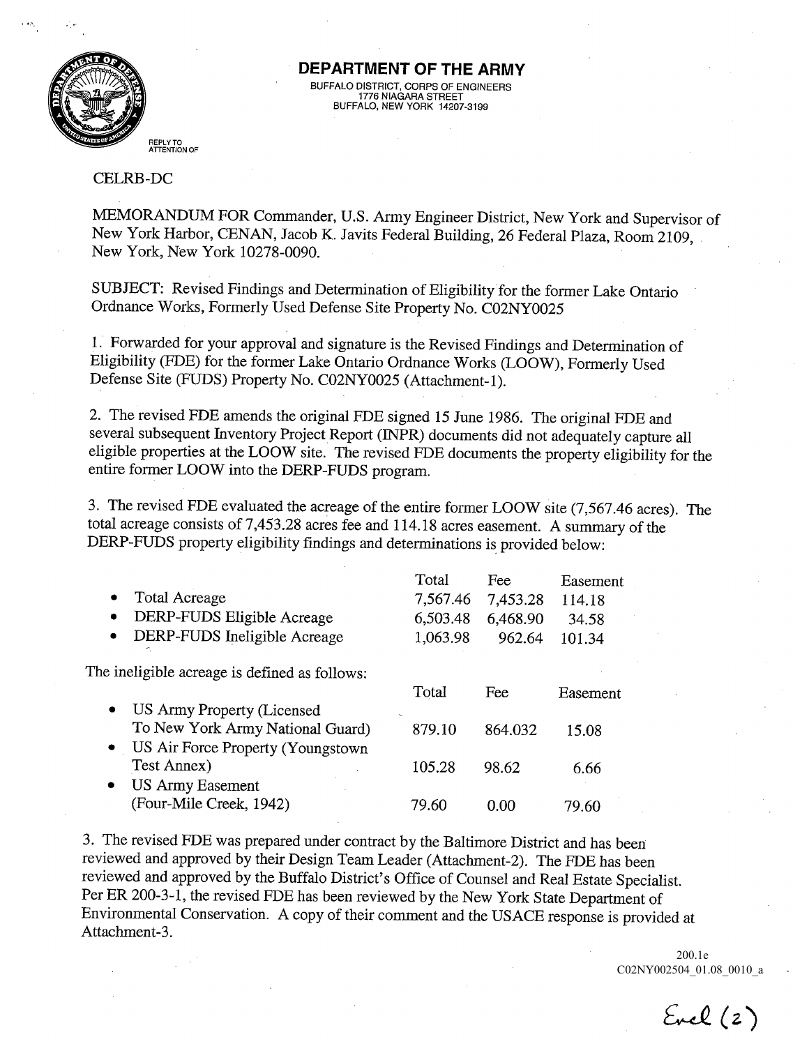# DEPARTMENT OF THE ARMY

BUFFALO DISTRICT, CORPS OF ENGINEERS
1776 NIAGARA STREET
BUFFALO, NEW YORK 14207-3199

REPLY TO
ATTENTION OF

CELRB-DC

MEMORANDUM FOR Commander, U.S. Army Engineer District, New York and Supervisor of New York Harbor, CENAN, Jacob K. Javits Federal Building, 26 Federal Plaza, Room 2109, New York, New York 10278-0090.

SUBJECT: Revised Findings and Determination of Eligibility for the former Lake Ontario Ordnance Works, Formerly Used Defense Site Property No. C02NY0025

1. Forwarded for your approval and signature is the Revised Findings and Determination of Eligibility (FDE) for the former Lake Ontario Ordnance Works (LOOW), Formerly Used Defense Site (FUDS) Property No. C02NY0025 (Attachment-1).

2. The revised FDE amends the original FDE signed 15 June 1986. The original FDE and several subsequent Inventory Project Report (INPR) documents did not adequately capture all eligible properties at the LOOW site. The revised FDE documents the property eligibility for the entire former LOOW into the DERP-FUDS program.

3. The revised FDE evaluated the acreage of the entire former LOOW site (7,567.46 acres). The total acreage consists of 7,453.28 acres fee and 114.18 acres easement. A summary of the DERP-FUDS property eligibility findings and determinations is provided below:

| | Total | Fee | Easement |
|---|---|---|---|
| • Total Acreage | 7,567.46 | 7,453.28 | 114.18 |
| • DERP-FUDS Eligible Acreage | 6,503.48 | 6,468.90 | 34.58 |
| • DERP-FUDS Ineligible Acreage | 1,063.98 | 962.64 | 101.34 |

The ineligible acreage is defined as follows:

| | Total | Fee | Easement |
|---|---|---|---|
| • US Army Property (Licensed To New York Army National Guard) | 879.10 | 864.032 | 15.08 |
| • US Air Force Property (Youngstown Test Annex) | 105.28 | 98.62 | 6.66 |
| • US Army Easement (Four-Mile Creek, 1942) | 79.60 | 0.00 | 79.60 |

3. The revised FDE was prepared under contract by the Baltimore District and has been reviewed and approved by their Design Team Leader (Attachment-2). The FDE has been reviewed and approved by the Buffalo District's Office of Counsel and Real Estate Specialist. Per ER 200-3-1, the revised FDE has been reviewed by the New York State Department of Environmental Conservation. A copy of their comment and the USACE response is provided at Attachment-3.

200.1e
C02NY002504_01.08_0010_a

Encl (2)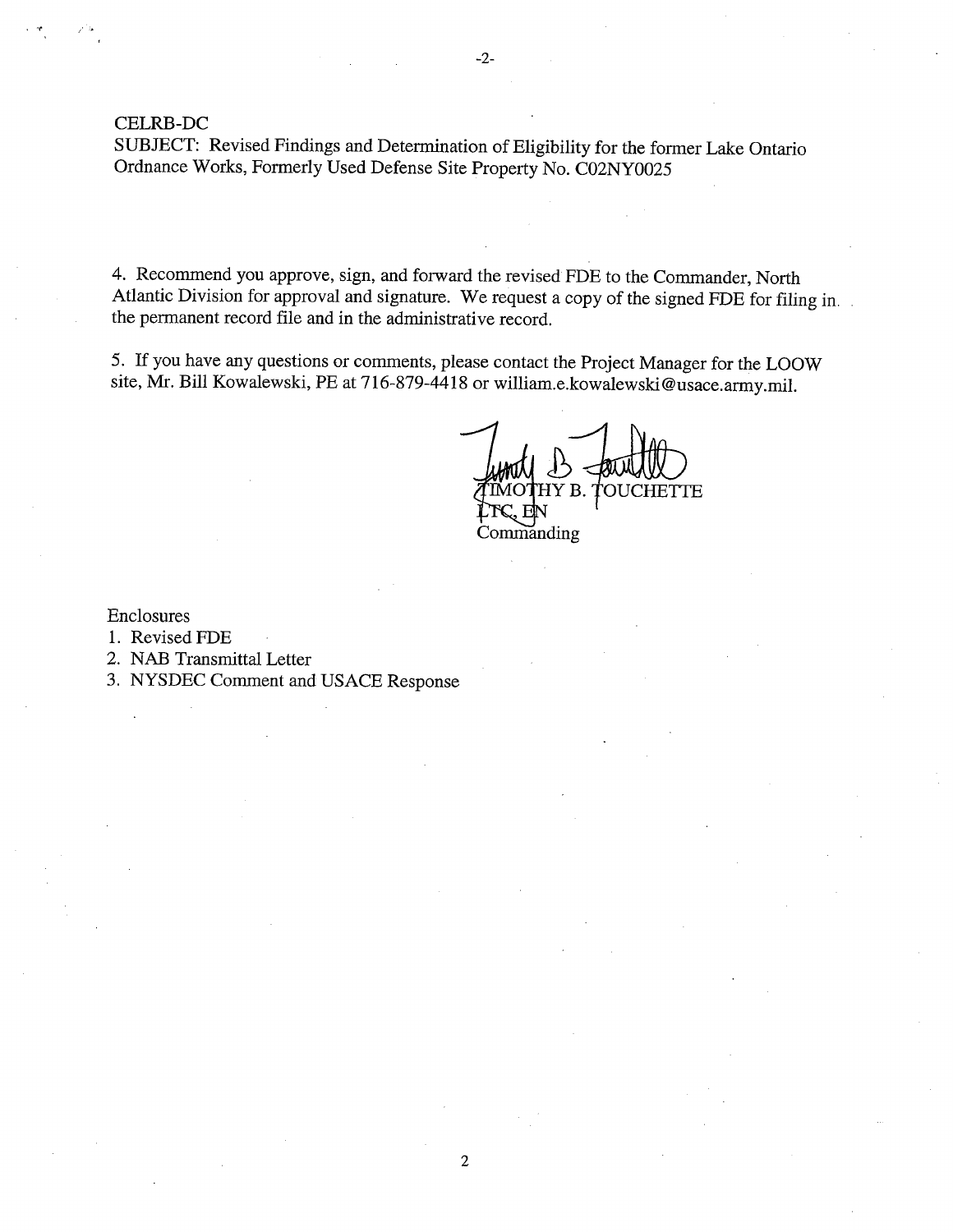CELRB-DC

SUBJECT: Revised Findings and Determination of Eligibility for the former Lake Ontario Ordnance Works, Formerly Used Defense Site Property No. C02NY0025

4. Recommend you approve, sign, and forward the revised FDE to the Commander, North Atlantic Division for approval and signature. We request a copy of the signed FDE for filing in the permanent record file and in the administrative record.

5. If you have any questions or comments, please contact the Project Manager for the LOOW site, Mr. Bill Kowalewski, PE at 716-879-4418 or william.e.kowalewski@usace.army.mil.

TIMOTHY B. TOUCHETTE
LTC, EN
Commanding

Enclosures
1. Revised FDE
2. NAB Transmittal Letter
3. NYSDEC Comment and USACE Response